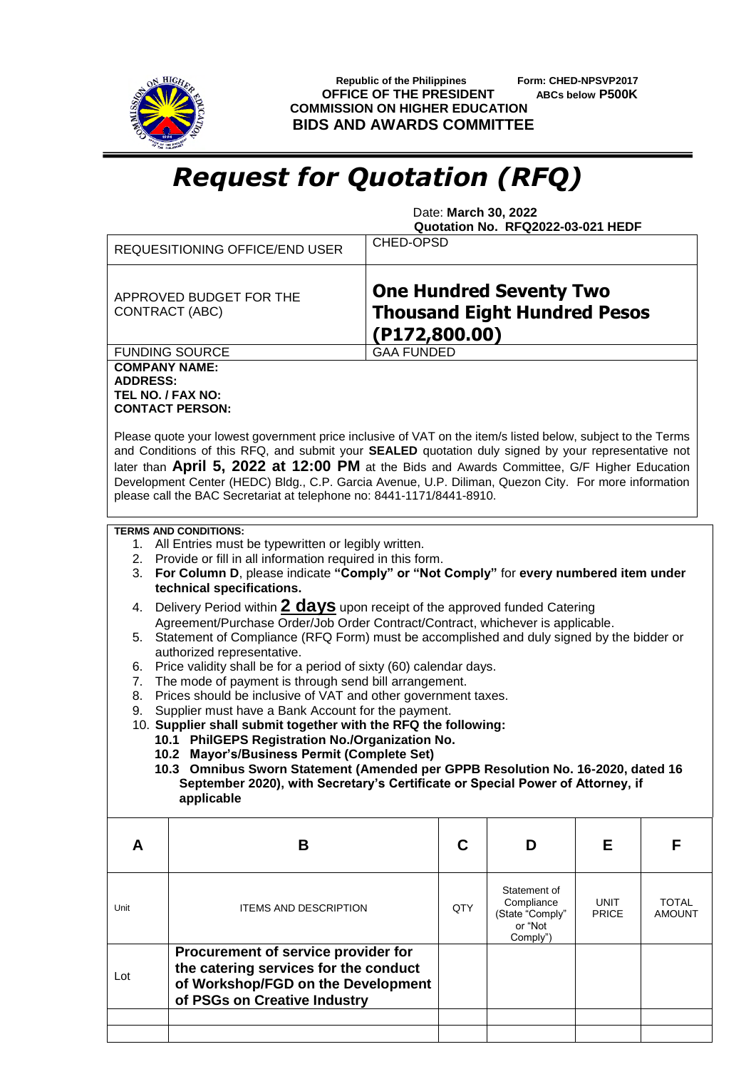Republic of the Philippines
OFFICE OF THE PRESIDENT
COMMISSION ON HIGHER EDUCATION
BIDS AND AWARDS COMMITTEE

Form: CHED-NPSVP2017
ABCs below P500K

# *Request for Quotation (RFQ)*

Date: **March 30, 2022**
**Quotation No. RFQ2022-03-021 HEDF**

| | |
|---|---|
| REQUESITIONING OFFICE/END USER | CHED-OPSD |
| APPROVED BUDGET FOR THE CONTRACT (ABC) | **One Hundred Seventy Two Thousand Eight Hundred Pesos (P172,800.00)** |
| FUNDING SOURCE | GAA FUNDED |

**COMPANY NAME:**
**ADDRESS:**
**TEL NO. / FAX NO:**
**CONTACT PERSON:**

Please quote your lowest government price inclusive of VAT on the item/s listed below, subject to the Terms and Conditions of this RFQ, and submit your **SEALED** quotation duly signed by your representative not later than **April 5, 2022 at 12:00 PM** at the Bids and Awards Committee, G/F Higher Education Development Center (HEDC) Bldg., C.P. Garcia Avenue, U.P. Diliman, Quezon City. For more information please call the BAC Secretariat at telephone no: 8441-1171/8441-8910.

**TERMS AND CONDITIONS:**

1. All Entries must be typewritten or legibly written.
2. Provide or fill in all information required in this form.
3. **For Column D**, please indicate **"Comply" or "Not Comply"** for **every numbered item under technical specifications.**
4. Delivery Period within **2 days** upon receipt of the approved funded Catering Agreement/Purchase Order/Job Order Contract/Contract, whichever is applicable.
5. Statement of Compliance (RFQ Form) must be accomplished and duly signed by the bidder or authorized representative.
6. Price validity shall be for a period of sixty (60) calendar days.
7. The mode of payment is through send bill arrangement.
8. Prices should be inclusive of VAT and other government taxes.
9. Supplier must have a Bank Account for the payment.
10. **Supplier shall submit together with the RFQ the following:**
    - **10.1 PhilGEPS Registration No./Organization No.**
    - **10.2 Mayor's/Business Permit (Complete Set)**
    - **10.3 Omnibus Sworn Statement (Amended per GPPB Resolution No. 16-2020, dated 16 September 2020), with Secretary's Certificate or Special Power of Attorney, if applicable**

| A | B | C | D | E | F |
|---|---|---|---|---|---|
| Unit | ITEMS AND DESCRIPTION | QTY | Statement of Compliance (State "Comply" or "Not Comply") | UNIT PRICE | TOTAL AMOUNT |
| Lot | **Procurement of service provider for the catering services for the conduct of Workshop/FGD on the Development of PSGs on Creative Industry** | | | | |
| | | | | | |
| | | | | | |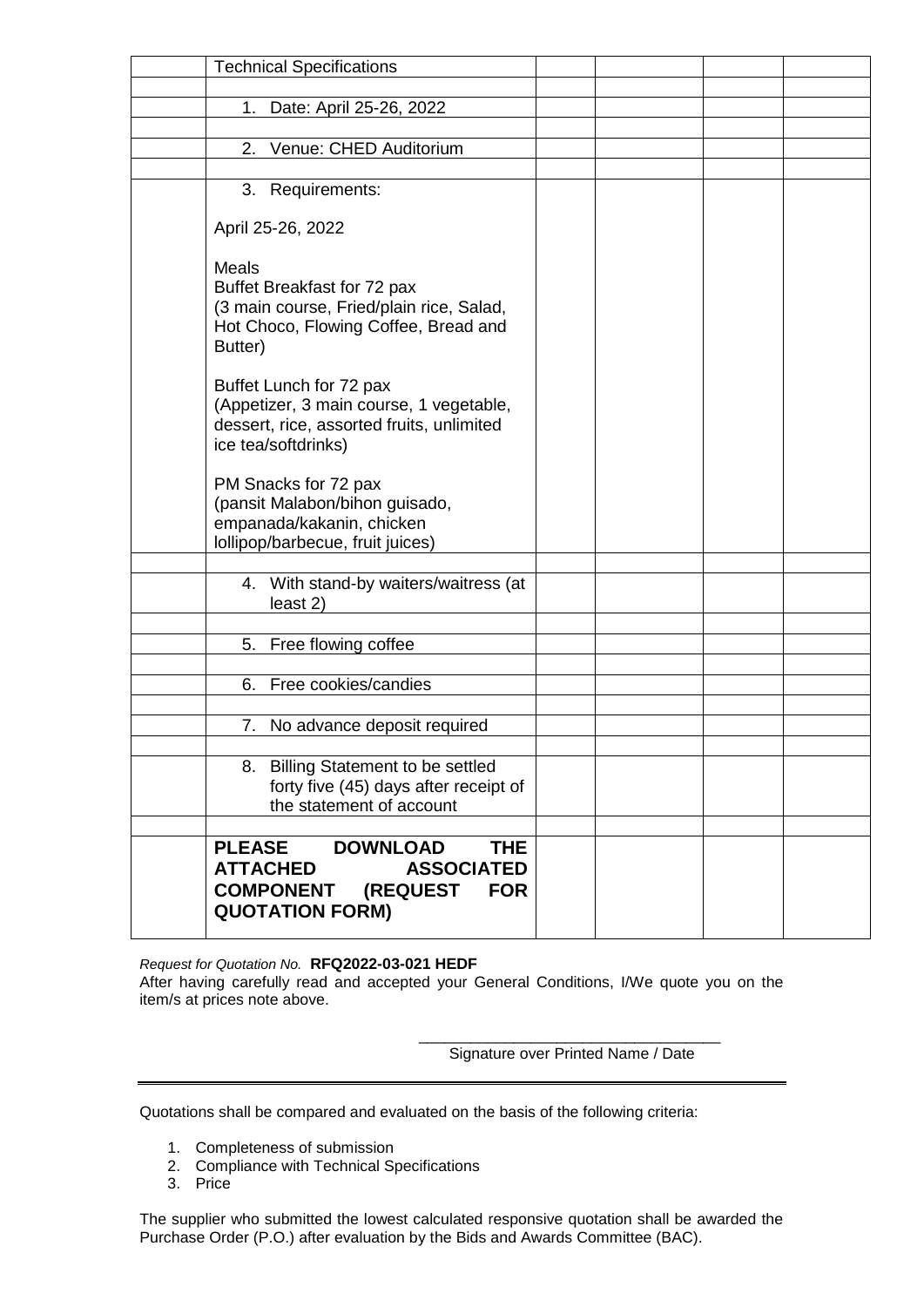|  | Technical Specifications |  |  |  |  |
|---|---|---|---|---|---|
|  |  |  |  |  |  |
|  | 1. Date: April 25-26, 2022 |  |  |  |  |
|  |  |  |  |  |  |
|  | 2. Venue: CHED Auditorium |  |  |  |  |
|  |  |  |  |  |  |
|  | 3. Requirements:<br><br>April 25-26, 2022<br><br>Meals<br>Buffet Breakfast for 72 pax<br>(3 main course, Fried/plain rice, Salad, Hot Choco, Flowing Coffee, Bread and Butter)<br><br>Buffet Lunch for 72 pax<br>(Appetizer, 3 main course, 1 vegetable, dessert, rice, assorted fruits, unlimited ice tea/softdrinks)<br><br>PM Snacks for 72 pax<br>(pansit Malabon/bihon guisado, empanada/kakanin, chicken lollipop/barbecue, fruit juices) |  |  |  |  |
|  |  |  |  |  |  |
|  | 4. With stand-by waiters/waitress (at least 2) |  |  |  |  |
|  |  |  |  |  |  |
|  | 5. Free flowing coffee |  |  |  |  |
|  |  |  |  |  |  |
|  | 6. Free cookies/candies |  |  |  |  |
|  |  |  |  |  |  |
|  | 7. No advance deposit required |  |  |  |  |
|  |  |  |  |  |  |
|  | 8. Billing Statement to be settled forty five (45) days after receipt of the statement of account |  |  |  |  |
|  |  |  |  |  |  |
|  | **PLEASE DOWNLOAD THE ATTACHED ASSOCIATED COMPONENT (REQUEST FOR QUOTATION FORM)** |  |  |  |  |

*Request for Quotation No.* **RFQ2022-03-021 HEDF**

After having carefully read and accepted your General Conditions, I/We quote you on the item/s at prices note above.

\_\_\_\_\_\_\_\_\_\_\_\_\_\_\_\_\_\_\_\_\_\_\_\_\_\_\_\_\_\_\_\_\_\_\_\_

Signature over Printed Name / Date

---

Quotations shall be compared and evaluated on the basis of the following criteria:

1. Completeness of submission
2. Compliance with Technical Specifications
3. Price

The supplier who submitted the lowest calculated responsive quotation shall be awarded the Purchase Order (P.O.) after evaluation by the Bids and Awards Committee (BAC).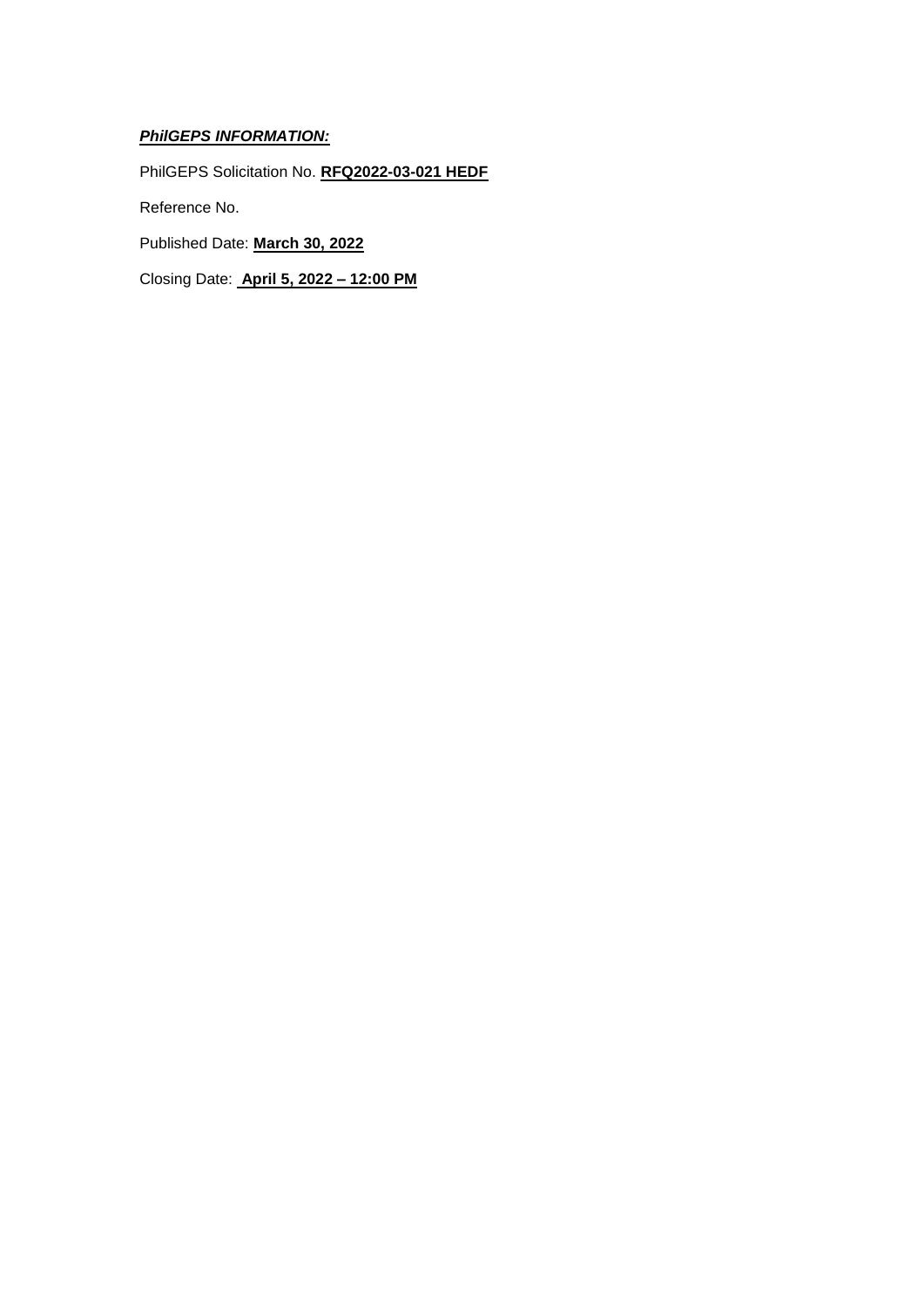***PhilGEPS INFORMATION:***

PhilGEPS Solicitation No. **RFQ2022-03-021 HEDF**

Reference No.

Published Date: **March 30, 2022**

Closing Date: **April 5, 2022 – 12:00 PM**